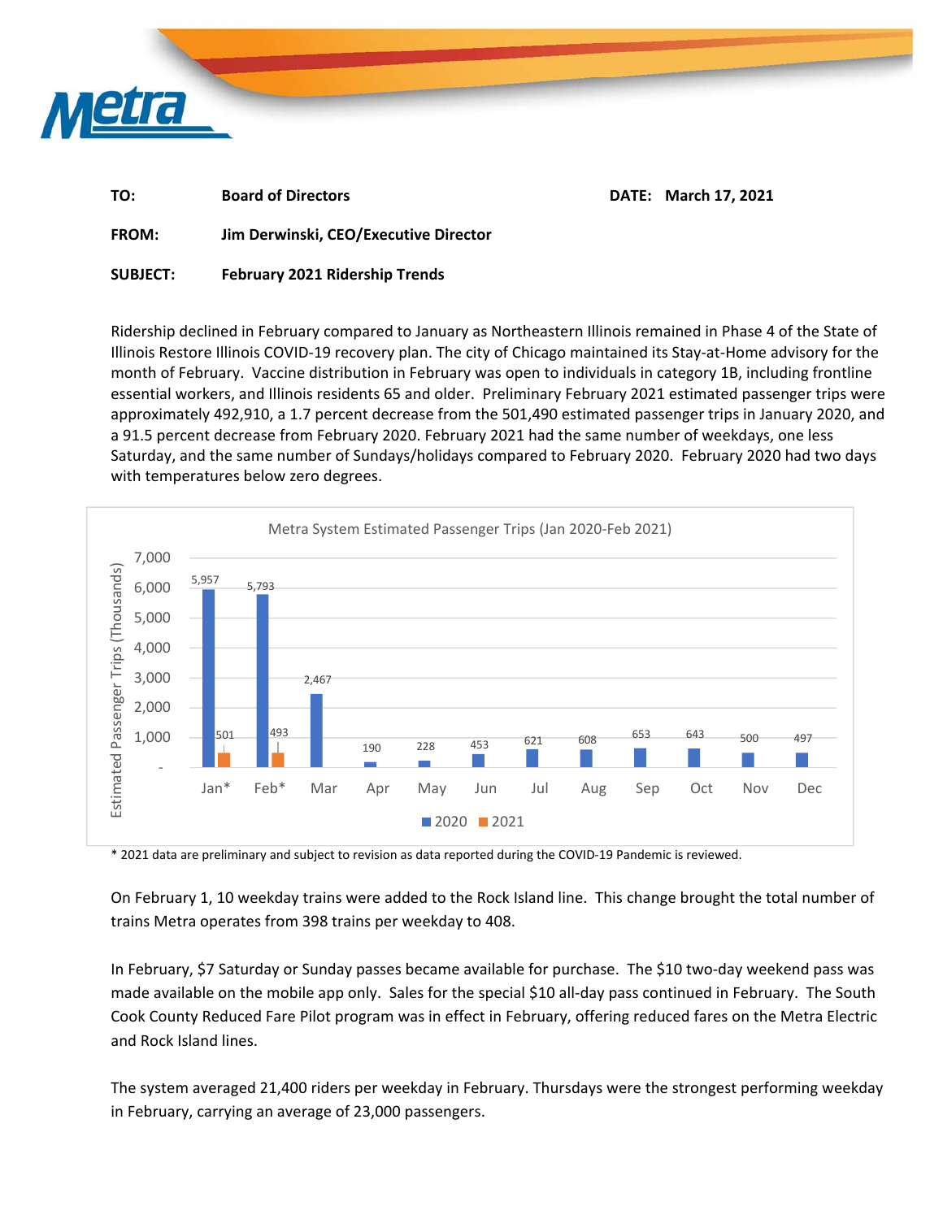**TO:** Board of Directors **DATE:** March 17, 2021

**FROM:** Jim Derwinski, CEO/Executive Director

**SUBJECT:** February 2021 Ridership Trends

Ridership declined in February compared to January as Northeastern Illinois remained in Phase 4 of the State of Illinois Restore Illinois COVID-19 recovery plan. The city of Chicago maintained its Stay-at-Home advisory for the month of February. Vaccine distribution in February was open to individuals in category 1B, including frontline essential workers, and Illinois residents 65 and older. Preliminary February 2021 estimated passenger trips were approximately 492,910, a 1.7 percent decrease from the 501,490 estimated passenger trips in January 2020, and a 91.5 percent decrease from February 2020. February 2021 had the same number of weekdays, one less Saturday, and the same number of Sundays/holidays compared to February 2020. February 2020 had two days with temperatures below zero degrees.

**Metra System Estimated Passenger Trips (Jan 2020-Feb 2021)**

Estimated Passenger Trips (Thousands)

| Month | 2020 | 2021 |
|---|---|---|
| Jan* | 5,957 | 501 |
| Feb* | 5,793 | 493 |
| Mar | 2,467 | |
| Apr | 190 | |
| May | 228 | |
| Jun | 453 | |
| Jul | 621 | |
| Aug | 608 | |
| Sep | 653 | |
| Oct | 643 | |
| Nov | 500 | |
| Dec | 497 | |

\* 2021 data are preliminary and subject to revision as data reported during the COVID-19 Pandemic is reviewed.

On February 1, 10 weekday trains were added to the Rock Island line. This change brought the total number of trains Metra operates from 398 trains per weekday to 408.

In February, $7 Saturday or Sunday passes became available for purchase. The $10 two-day weekend pass was made available on the mobile app only. Sales for the special $10 all-day pass continued in February. The South Cook County Reduced Fare Pilot program was in effect in February, offering reduced fares on the Metra Electric and Rock Island lines.

The system averaged 21,400 riders per weekday in February. Thursdays were the strongest performing weekday in February, carrying an average of 23,000 passengers.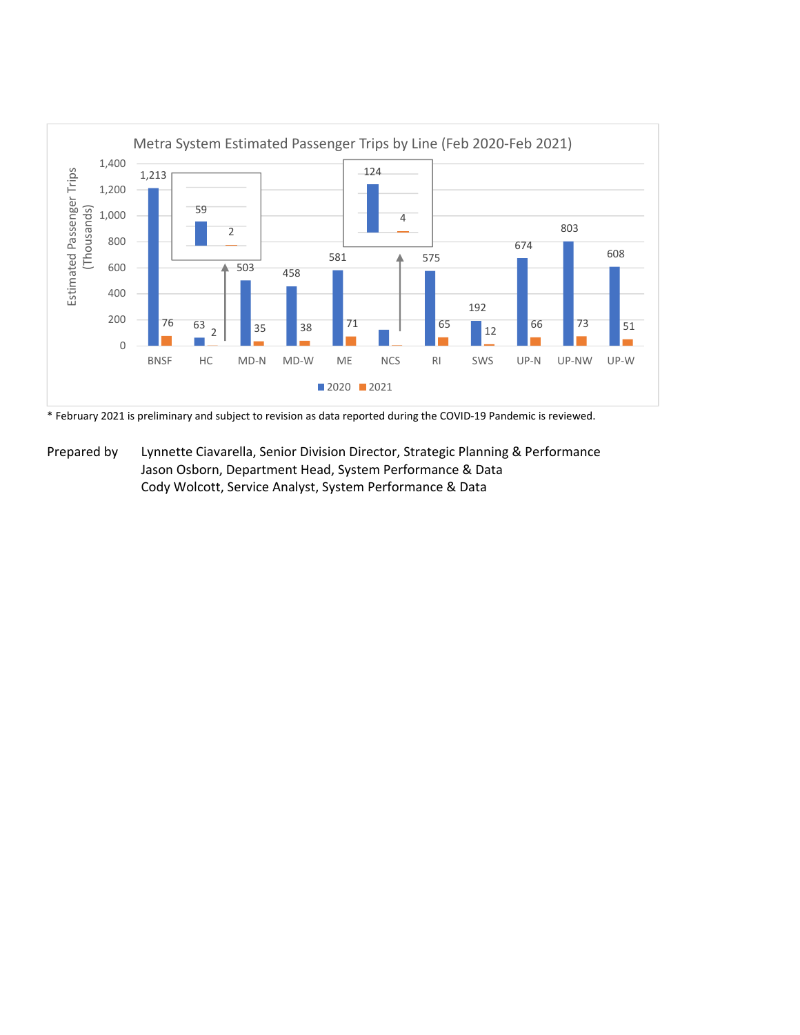Metra System Estimated Passenger Trips by Line (Feb 2020-Feb 2021)

Estimated Passenger Trips (Thousands)

1,400
1,200
1,000
800
600
400
200
0

BNSF 1,213 76
HC 63 2
MD-N 503 35
MD-W 458 38
ME 581 71
NCS
RI 575 65
SWS 192 12
UP-N 674 66
UP-NW 803 73
UP-W 608 51

59
2

124
4

2020
2021

* February 2021 is preliminary and subject to revision as data reported during the COVID-19 Pandemic is reviewed.

Prepared by
Lynnette Ciavarella, Senior Division Director, Strategic Planning & Performance
Jason Osborn, Department Head, System Performance & Data
Cody Wolcott, Service Analyst, System Performance & Data